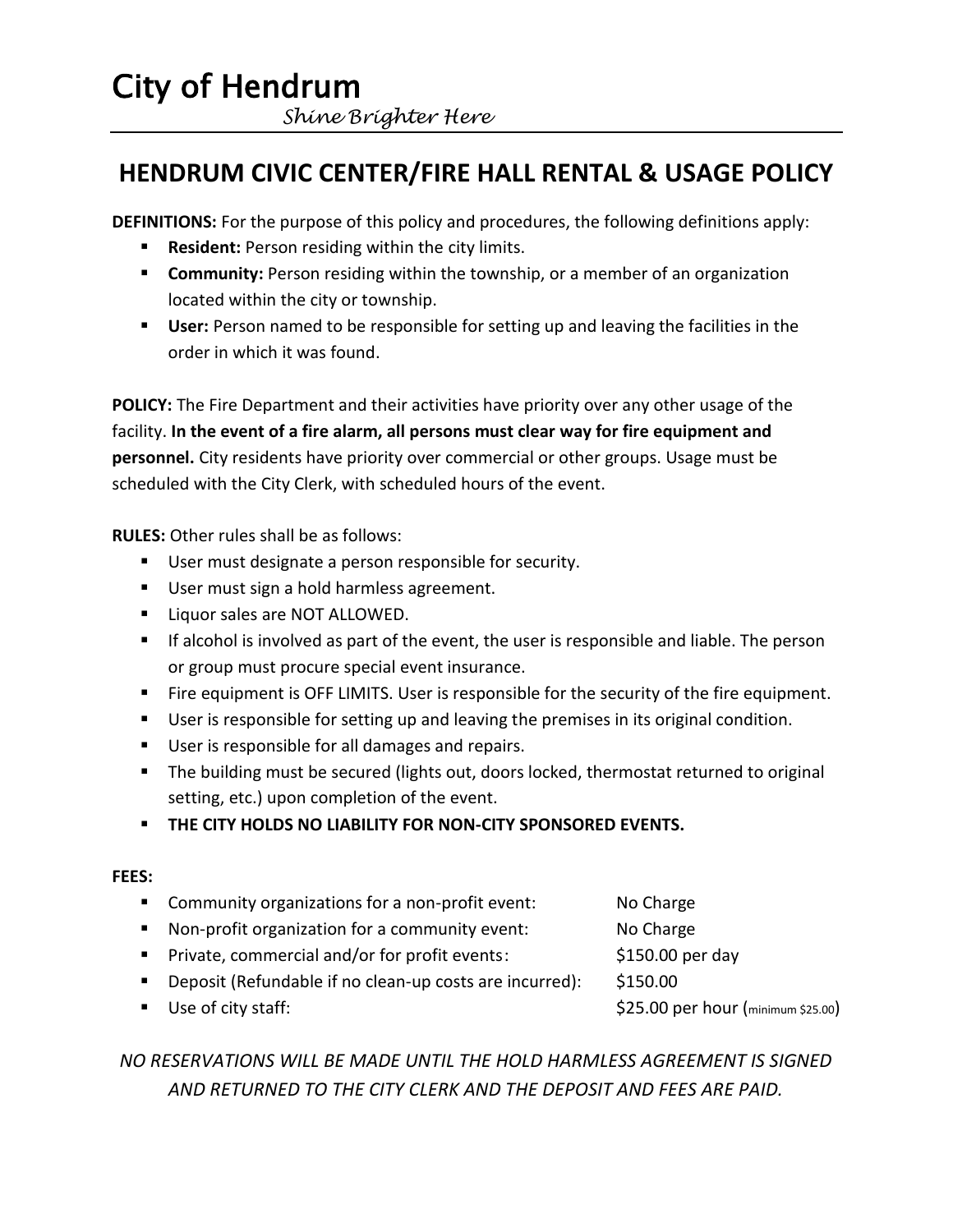# City of Hendrum

*Shine Brighter Here*

## HENDRUM CIVIC CENTER/FIRE HALL RENTAL & USAGE POLICY

**DEFINITIONS:** For the purpose of this policy and procedures, the following definitions apply:

- **Resident:** Person residing within the city limits.
- **Community:** Person residing within the township, or a member of an organization located within the city or township.
- **User:** Person named to be responsible for setting up and leaving the facilities in the order in which it was found.

**POLICY:** The Fire Department and their activities have priority over any other usage of the facility. **In the event of a fire alarm, all persons must clear way for fire equipment and personnel.** City residents have priority over commercial or other groups. Usage must be scheduled with the City Clerk, with scheduled hours of the event.

**RULES:** Other rules shall be as follows:

- User must designate a person responsible for security.
- User must sign a hold harmless agreement.
- Liquor sales are NOT ALLOWED.
- If alcohol is involved as part of the event, the user is responsible and liable. The person or group must procure special event insurance.
- Fire equipment is OFF LIMITS. User is responsible for the security of the fire equipment.
- User is responsible for setting up and leaving the premises in its original condition.
- User is responsible for all damages and repairs.
- The building must be secured (lights out, doors locked, thermostat returned to original setting, etc.) upon completion of the event.
- **THE CITY HOLDS NO LIABILITY FOR NON-CITY SPONSORED EVENTS.**

**FEES:**

- Community organizations for a non-profit event: No Charge
- Non-profit organization for a community event: No Charge
- Private, commercial and/or for profit events: $150.00 per day
- Deposit (Refundable if no clean-up costs are incurred): $150.00
- Use of city staff: $25.00 per hour (minimum $25.00)

*NO RESERVATIONS WILL BE MADE UNTIL THE HOLD HARMLESS AGREEMENT IS SIGNED AND RETURNED TO THE CITY CLERK AND THE DEPOSIT AND FEES ARE PAID.*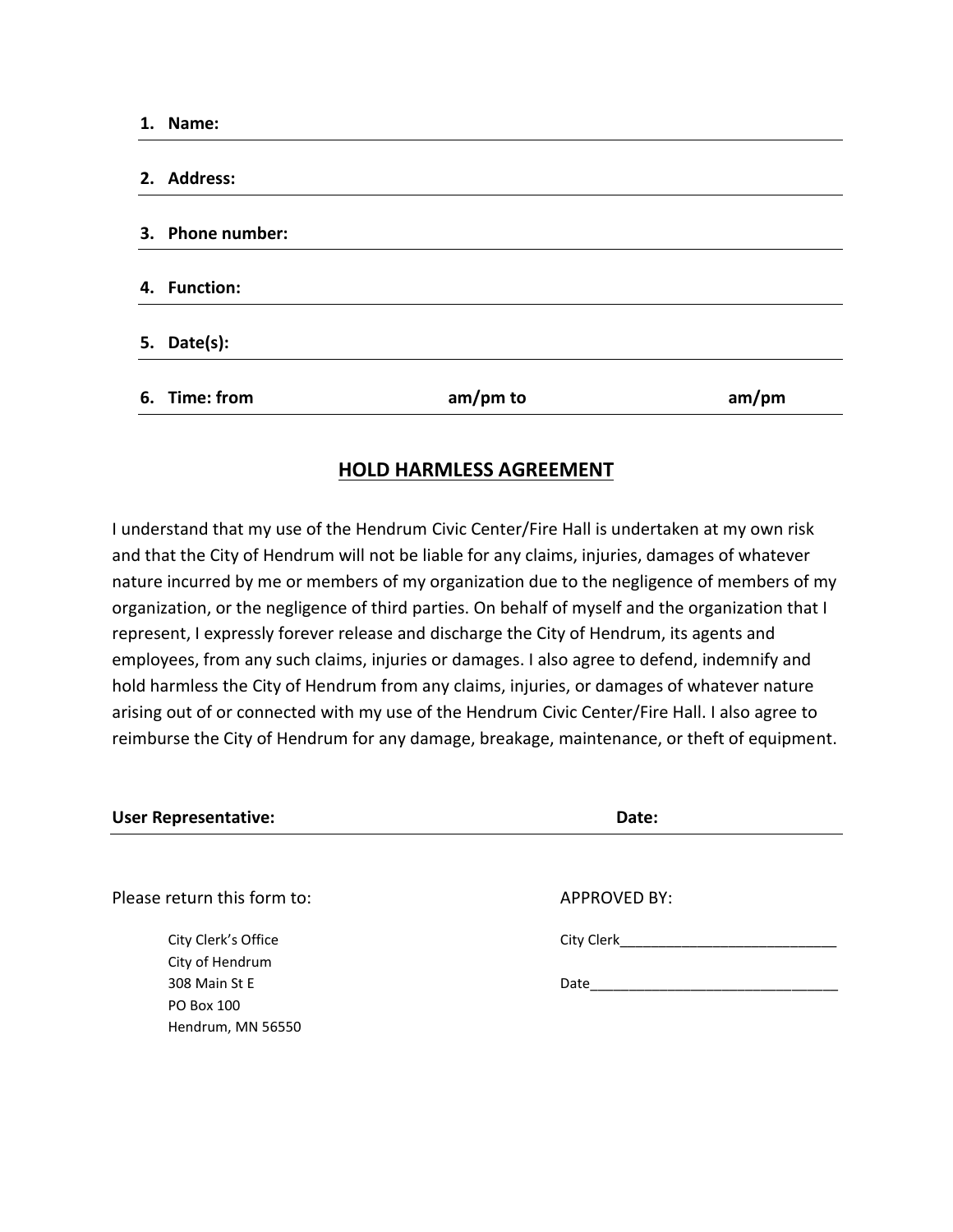1. **Name:** ______________________________

2. **Address:** ______________________________

3. **Phone number:** ______________________________

4. **Function:** ______________________________

5. **Date(s):** ______________________________

6. **Time: from** ______________ **am/pm to** ______________ **am/pm**

## HOLD HARMLESS AGREEMENT

I understand that my use of the Hendrum Civic Center/Fire Hall is undertaken at my own risk and that the City of Hendrum will not be liable for any claims, injuries, damages of whatever nature incurred by me or members of my organization due to the negligence of members of my organization, or the negligence of third parties. On behalf of myself and the organization that I represent, I expressly forever release and discharge the City of Hendrum, its agents and employees, from any such claims, injuries or damages. I also agree to defend, indemnify and hold harmless the City of Hendrum from any claims, injuries, or damages of whatever nature arising out of or connected with my use of the Hendrum Civic Center/Fire Hall. I also agree to reimburse the City of Hendrum for any damage, breakage, maintenance, or theft of equipment.

**User Representative:** ______________________________ **Date:** ______________

Please return this form to:

City Clerk's Office
City of Hendrum
308 Main St E
PO Box 100
Hendrum, MN 56550

APPROVED BY:

City Clerk____________________________

Date_________________________________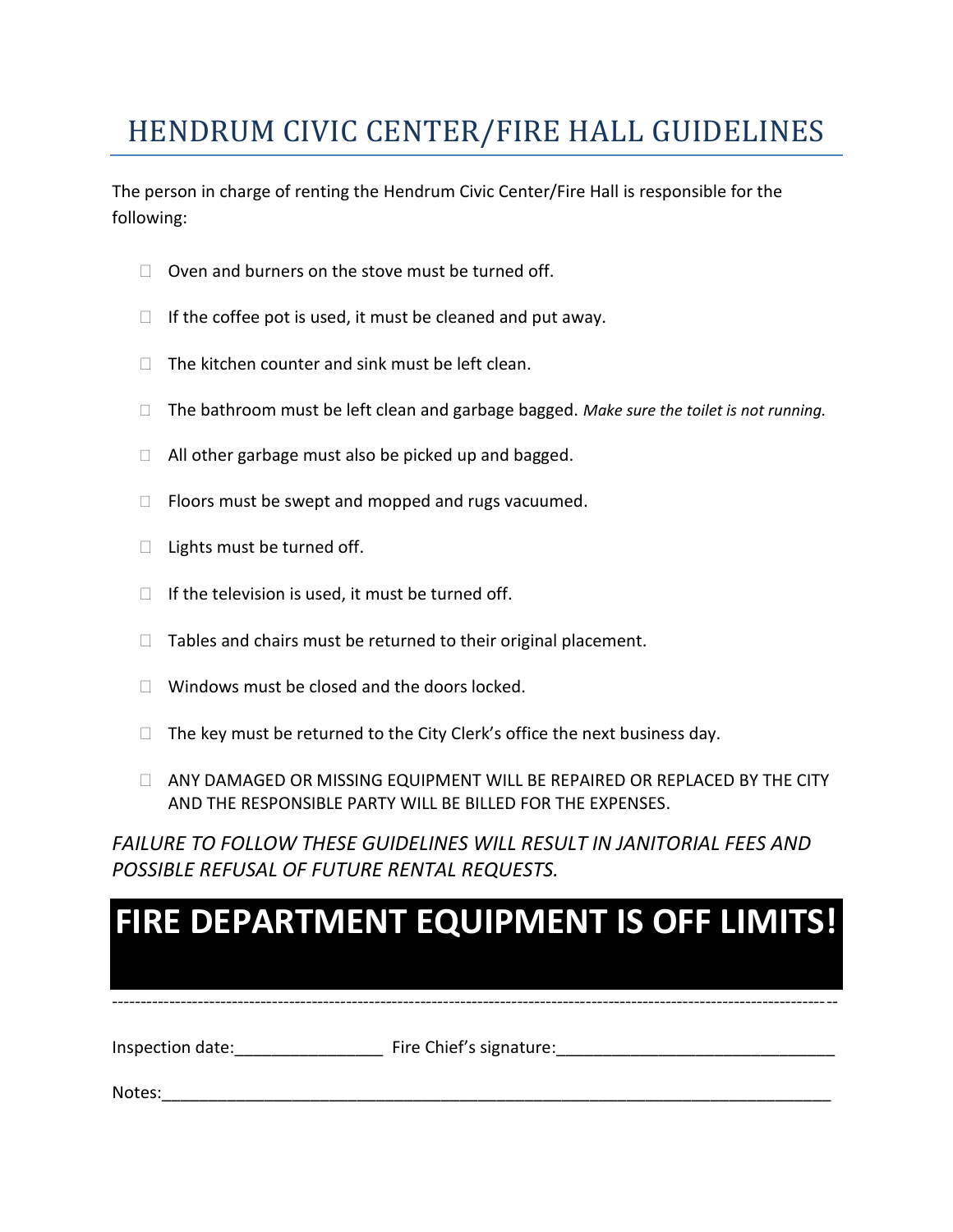# HENDRUM CIVIC CENTER/FIRE HALL GUIDELINES

The person in charge of renting the Hendrum Civic Center/Fire Hall is responsible for the following:

- ☐ Oven and burners on the stove must be turned off.
- ☐ If the coffee pot is used, it must be cleaned and put away.
- ☐ The kitchen counter and sink must be left clean.
- ☐ The bathroom must be left clean and garbage bagged. *Make sure the toilet is not running.*
- ☐ All other garbage must also be picked up and bagged.
- ☐ Floors must be swept and mopped and rugs vacuumed.
- ☐ Lights must be turned off.
- ☐ If the television is used, it must be turned off.
- ☐ Tables and chairs must be returned to their original placement.
- ☐ Windows must be closed and the doors locked.
- ☐ The key must be returned to the City Clerk's office the next business day.
- ☐ ANY DAMAGED OR MISSING EQUIPMENT WILL BE REPAIRED OR REPLACED BY THE CITY AND THE RESPONSIBLE PARTY WILL BE BILLED FOR THE EXPENSES.

*FAILURE TO FOLLOW THESE GUIDELINES WILL RESULT IN JANITORIAL FEES AND POSSIBLE REFUSAL OF FUTURE RENTAL REQUESTS.*

## FIRE DEPARTMENT EQUIPMENT IS OFF LIMITS!

---

Inspection date:________________ Fire Chief's signature:______________________________

Notes:___________________________________________________________________________